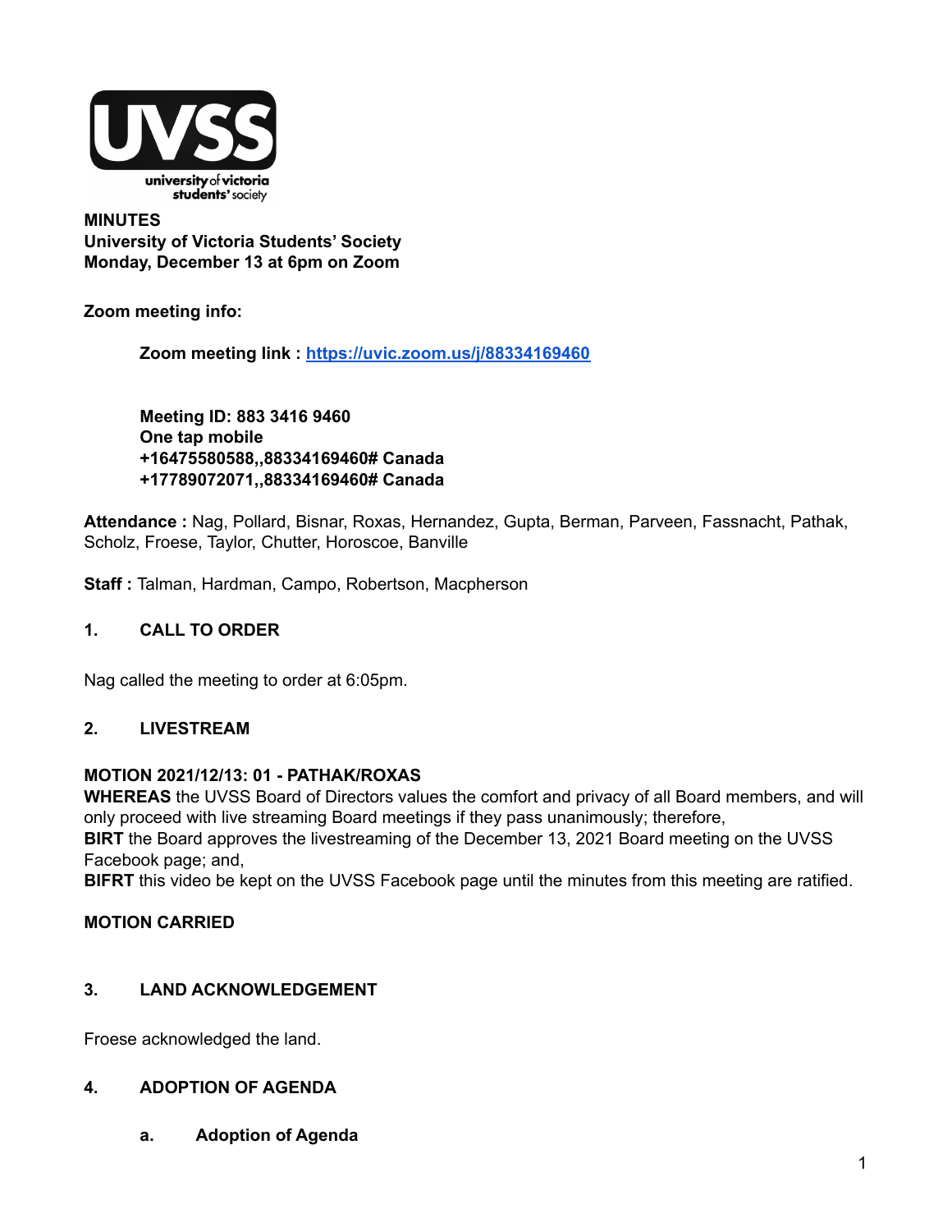**MINUTES**
**University of Victoria Students' Society**
**Monday, December 13 at 6pm on Zoom**

**Zoom meeting info:**

> **Zoom meeting link : [https://uvic.zoom.us/j/88334169460](https://uvic.zoom.us/j/88334169460)**
>
> **Meeting ID: 883 3416 9460**
> **One tap mobile**
> **+16475580588,,88334169460# Canada**
> **+17789072071,,88334169460# Canada**

**Attendance :** Nag, Pollard, Bisnar, Roxas, Hernandez, Gupta, Berman, Parveen, Fassnacht, Pathak, Scholz, Froese, Taylor, Chutter, Horoscoe, Banville

**Staff :** Talman, Hardman, Campo, Robertson, Macpherson

## 1. CALL TO ORDER

Nag called the meeting to order at 6:05pm.

## 2. LIVESTREAM

**MOTION 2021/12/13: 01 - PATHAK/ROXAS**
**WHEREAS** the UVSS Board of Directors values the comfort and privacy of all Board members, and will only proceed with live streaming Board meetings if they pass unanimously; therefore,
**BIRT** the Board approves the livestreaming of the December 13, 2021 Board meeting on the UVSS Facebook page; and,
**BIFRT** this video be kept on the UVSS Facebook page until the minutes from this meeting are ratified.

**MOTION CARRIED**

## 3. LAND ACKNOWLEDGEMENT

Froese acknowledged the land.

## 4. ADOPTION OF AGENDA

### a. Adoption of Agenda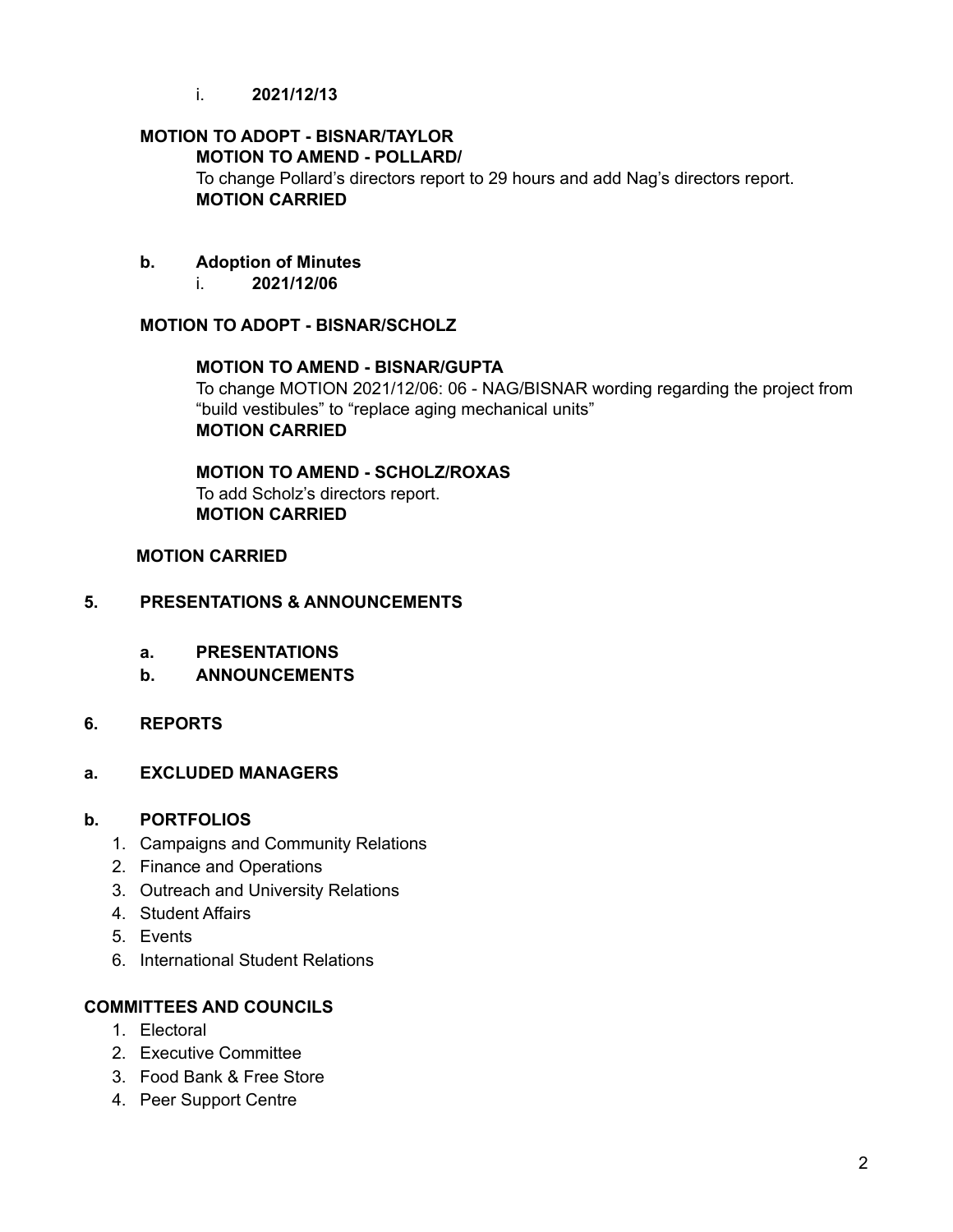i. **2021/12/13**

**MOTION TO ADOPT - BISNAR/TAYLOR**

**MOTION TO AMEND - POLLARD/**

To change Pollard's directors report to 29 hours and add Nag's directors report.

**MOTION CARRIED**

**b. Adoption of Minutes**

i. **2021/12/06**

**MOTION TO ADOPT - BISNAR/SCHOLZ**

**MOTION TO AMEND - BISNAR/GUPTA**

To change MOTION 2021/12/06: 06 - NAG/BISNAR wording regarding the project from "build vestibules" to "replace aging mechanical units"

**MOTION CARRIED**

**MOTION TO AMEND - SCHOLZ/ROXAS**

To add Scholz's directors report.

**MOTION CARRIED**

**MOTION CARRIED**

## 5. PRESENTATIONS & ANNOUNCEMENTS

**a. PRESENTATIONS**

**b. ANNOUNCEMENTS**

## 6. REPORTS

**a. EXCLUDED MANAGERS**

**b. PORTFOLIOS**

1. Campaigns and Community Relations
2. Finance and Operations
3. Outreach and University Relations
4. Student Affairs
5. Events
6. International Student Relations

**COMMITTEES AND COUNCILS**

1. Electoral
2. Executive Committee
3. Food Bank & Free Store
4. Peer Support Centre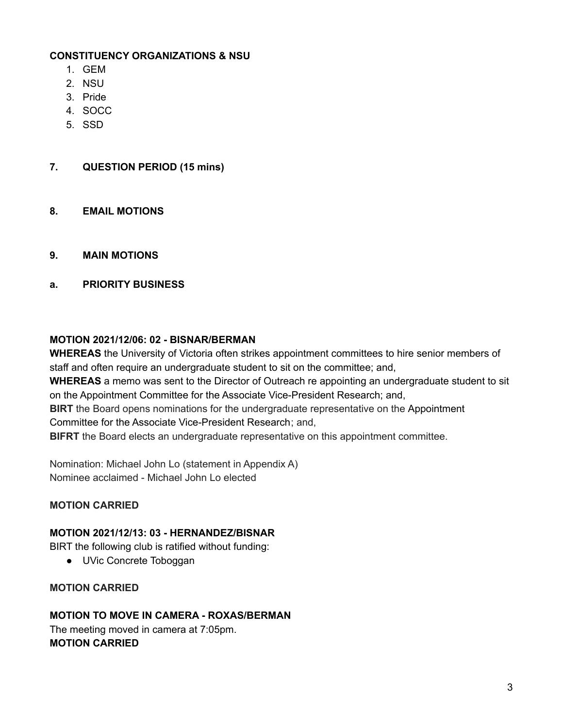**CONSTITUENCY ORGANIZATIONS & NSU**

1. GEM
2. NSU
3. Pride
4. SOCC
5. SSD

## 7. QUESTION PERIOD (15 mins)

## 8. EMAIL MOTIONS

## 9. MAIN MOTIONS

### a. PRIORITY BUSINESS

**MOTION 2021/12/06: 02 - BISNAR/BERMAN**

**WHEREAS** the University of Victoria often strikes appointment committees to hire senior members of staff and often require an undergraduate student to sit on the committee; and,

**WHEREAS** a memo was sent to the Director of Outreach re appointing an undergraduate student to sit on the Appointment Committee for the Associate Vice-President Research; and,

**BIRT** the Board opens nominations for the undergraduate representative on the Appointment Committee for the Associate Vice-President Research; and,

**BIFRT** the Board elects an undergraduate representative on this appointment committee.

Nomination: Michael John Lo (statement in Appendix A)

Nominee acclaimed - Michael John Lo elected

**MOTION CARRIED**

**MOTION 2021/12/13: 03 - HERNANDEZ/BISNAR**

BIRT the following club is ratified without funding:

- UVic Concrete Toboggan

**MOTION CARRIED**

**MOTION TO MOVE IN CAMERA - ROXAS/BERMAN**

The meeting moved in camera at 7:05pm.

**MOTION CARRIED**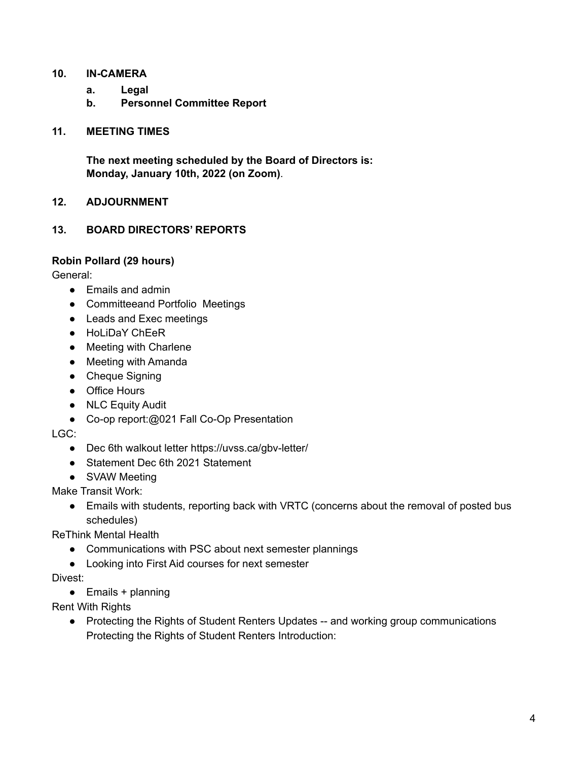**10. IN-CAMERA**

**a. Legal**

**b. Personnel Committee Report**

**11. MEETING TIMES**

**The next meeting scheduled by the Board of Directors is:**
**Monday, January 10th, 2022 (on Zoom)**.

**12. ADJOURNMENT**

**13. BOARD DIRECTORS' REPORTS**

**Robin Pollard (29 hours)**

General:

- Emails and admin
- Committeeand Portfolio Meetings
- Leads and Exec meetings
- HoLiDaY ChEeR
- Meeting with Charlene
- Meeting with Amanda
- Cheque Signing
- Office Hours
- NLC Equity Audit
- Co-op report:@021 Fall Co-Op Presentation

LGC:

- Dec 6th walkout letter https://uvss.ca/gbv-letter/
- Statement Dec 6th 2021 Statement
- SVAW Meeting

Make Transit Work:

- Emails with students, reporting back with VRTC (concerns about the removal of posted bus schedules)

ReThink Mental Health

- Communications with PSC about next semester plannings
- Looking into First Aid courses for next semester

Divest:

- Emails + planning

Rent With Rights

- Protecting the Rights of Student Renters Updates -- and working group communications Protecting the Rights of Student Renters Introduction: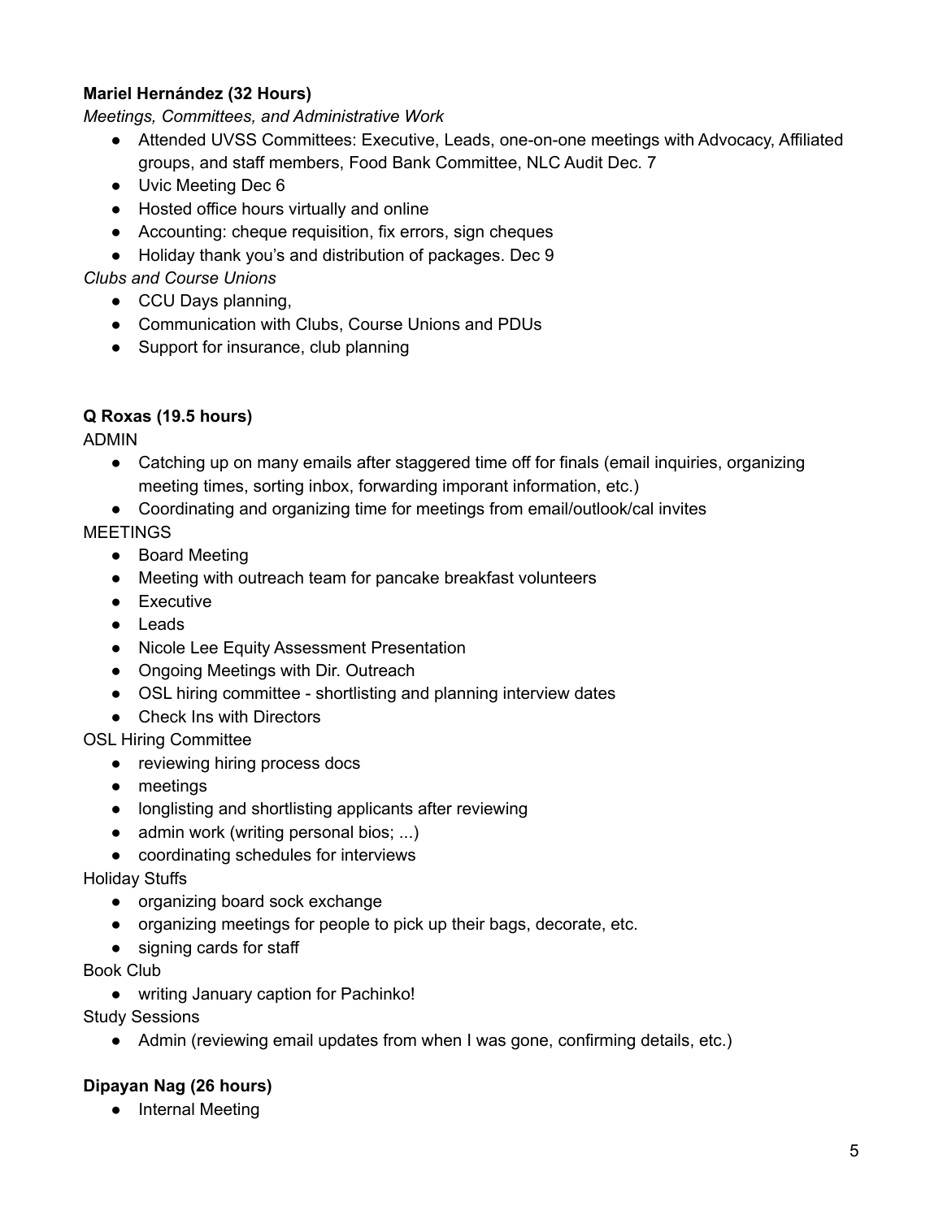**Mariel Hernández (32 Hours)**

*Meetings, Committees, and Administrative Work*

- Attended UVSS Committees: Executive, Leads, one-on-one meetings with Advocacy, Affiliated groups, and staff members, Food Bank Committee, NLC Audit Dec. 7
- Uvic Meeting Dec 6
- Hosted office hours virtually and online
- Accounting: cheque requisition, fix errors, sign cheques
- Holiday thank you's and distribution of packages. Dec 9

*Clubs and Course Unions*

- CCU Days planning,
- Communication with Clubs, Course Unions and PDUs
- Support for insurance, club planning

**Q Roxas (19.5 hours)**

ADMIN

- Catching up on many emails after staggered time off for finals (email inquiries, organizing meeting times, sorting inbox, forwarding imporant information, etc.)
- Coordinating and organizing time for meetings from email/outlook/cal invites

MEETINGS

- Board Meeting
- Meeting with outreach team for pancake breakfast volunteers
- Executive
- Leads
- Nicole Lee Equity Assessment Presentation
- Ongoing Meetings with Dir. Outreach
- OSL hiring committee - shortlisting and planning interview dates
- Check Ins with Directors

OSL Hiring Committee

- reviewing hiring process docs
- meetings
- longlisting and shortlisting applicants after reviewing
- admin work (writing personal bios; ...)
- coordinating schedules for interviews

Holiday Stuffs

- organizing board sock exchange
- organizing meetings for people to pick up their bags, decorate, etc.
- signing cards for staff

Book Club

- writing January caption for Pachinko!

Study Sessions

- Admin (reviewing email updates from when I was gone, confirming details, etc.)

**Dipayan Nag (26 hours)**

- Internal Meeting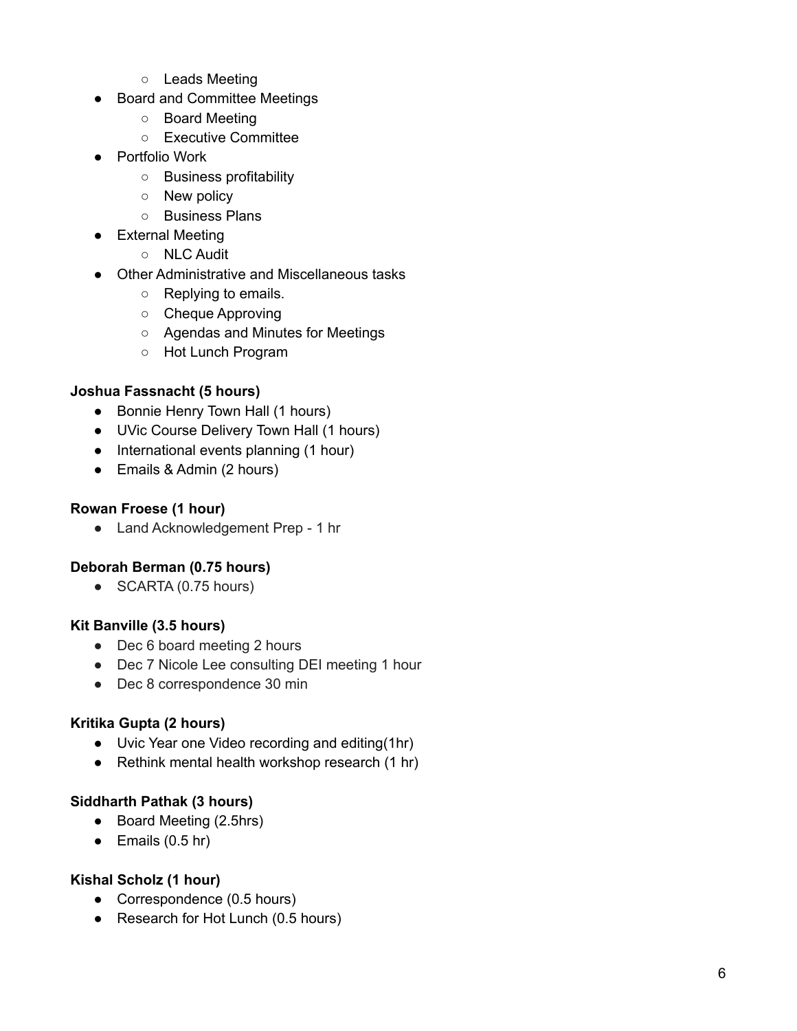- Leads Meeting
- Board and Committee Meetings
    - Board Meeting
    - Executive Committee
- Portfolio Work
    - Business profitability
    - New policy
    - Business Plans
- External Meeting
    - NLC Audit
- Other Administrative and Miscellaneous tasks
    - Replying to emails.
    - Cheque Approving
    - Agendas and Minutes for Meetings
    - Hot Lunch Program

**Joshua Fassnacht (5 hours)**

- Bonnie Henry Town Hall (1 hours)
- UVic Course Delivery Town Hall (1 hours)
- International events planning (1 hour)
- Emails & Admin (2 hours)

**Rowan Froese (1 hour)**

- Land Acknowledgement Prep - 1 hr

**Deborah Berman (0.75 hours)**

- SCARTA (0.75 hours)

**Kit Banville (3.5 hours)**

- Dec 6 board meeting 2 hours
- Dec 7 Nicole Lee consulting DEI meeting 1 hour
- Dec 8 correspondence 30 min

**Kritika Gupta (2 hours)**

- Uvic Year one Video recording and editing(1hr)
- Rethink mental health workshop research (1 hr)

**Siddharth Pathak (3 hours)**

- Board Meeting (2.5hrs)
- Emails (0.5 hr)

**Kishal Scholz (1 hour)**

- Correspondence (0.5 hours)
- Research for Hot Lunch (0.5 hours)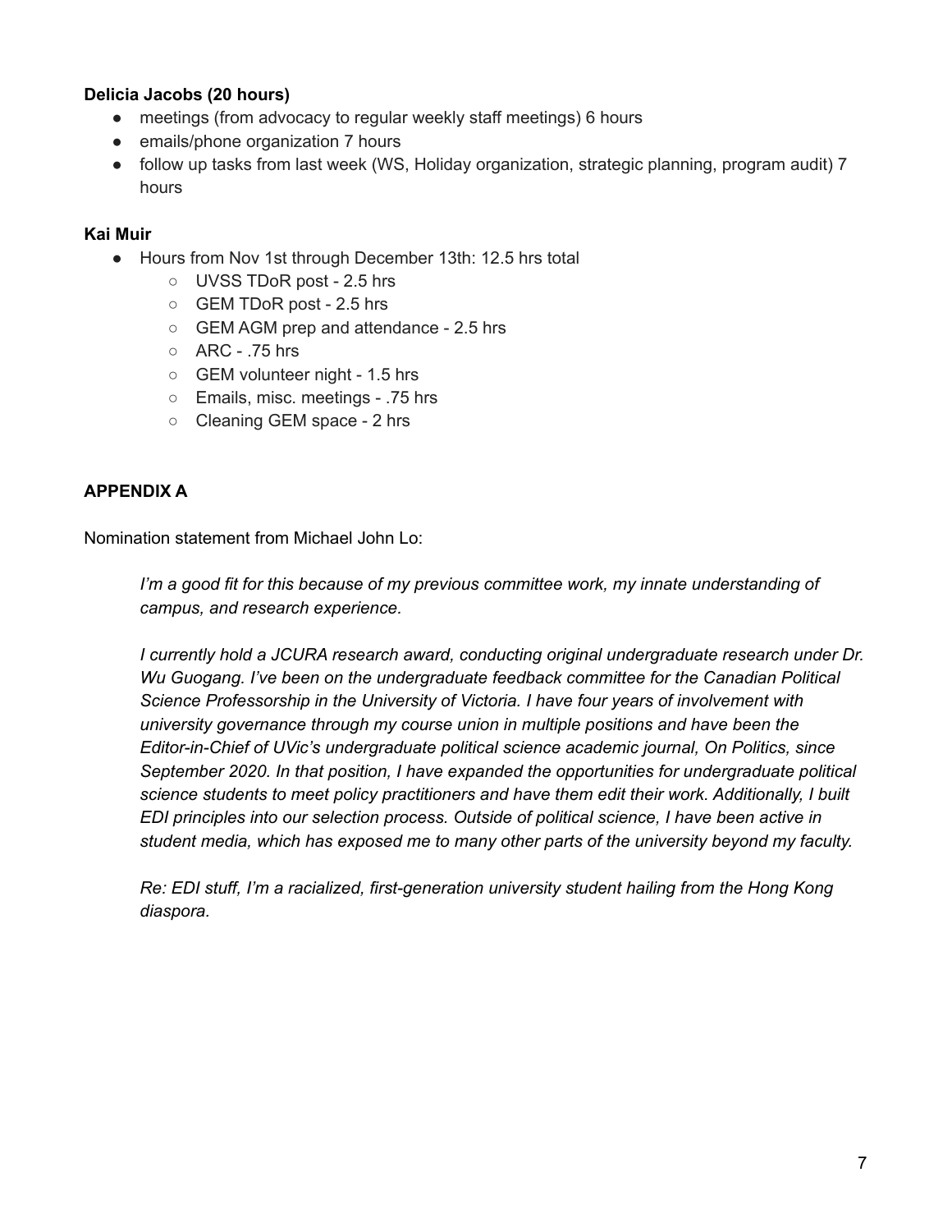**Delicia Jacobs (20 hours)**

- meetings (from advocacy to regular weekly staff meetings) 6 hours
- emails/phone organization 7 hours
- follow up tasks from last week (WS, Holiday organization, strategic planning, program audit) 7 hours

**Kai Muir**

- Hours from Nov 1st through December 13th: 12.5 hrs total
  - UVSS TDoR post - 2.5 hrs
  - GEM TDoR post - 2.5 hrs
  - GEM AGM prep and attendance - 2.5 hrs
  - ARC - .75 hrs
  - GEM volunteer night - 1.5 hrs
  - Emails, misc. meetings - .75 hrs
  - Cleaning GEM space - 2 hrs

**APPENDIX A**

Nomination statement from Michael John Lo:

> *I'm a good fit for this because of my previous committee work, my innate understanding of campus, and research experience.*
>
> *I currently hold a JCURA research award, conducting original undergraduate research under Dr. Wu Guogang. I've been on the undergraduate feedback committee for the Canadian Political Science Professorship in the University of Victoria. I have four years of involvement with university governance through my course union in multiple positions and have been the Editor-in-Chief of UVic's undergraduate political science academic journal, On Politics, since September 2020. In that position, I have expanded the opportunities for undergraduate political science students to meet policy practitioners and have them edit their work. Additionally, I built EDI principles into our selection process. Outside of political science, I have been active in student media, which has exposed me to many other parts of the university beyond my faculty.*
>
> *Re: EDI stuff, I'm a racialized, first-generation university student hailing from the Hong Kong diaspora.*